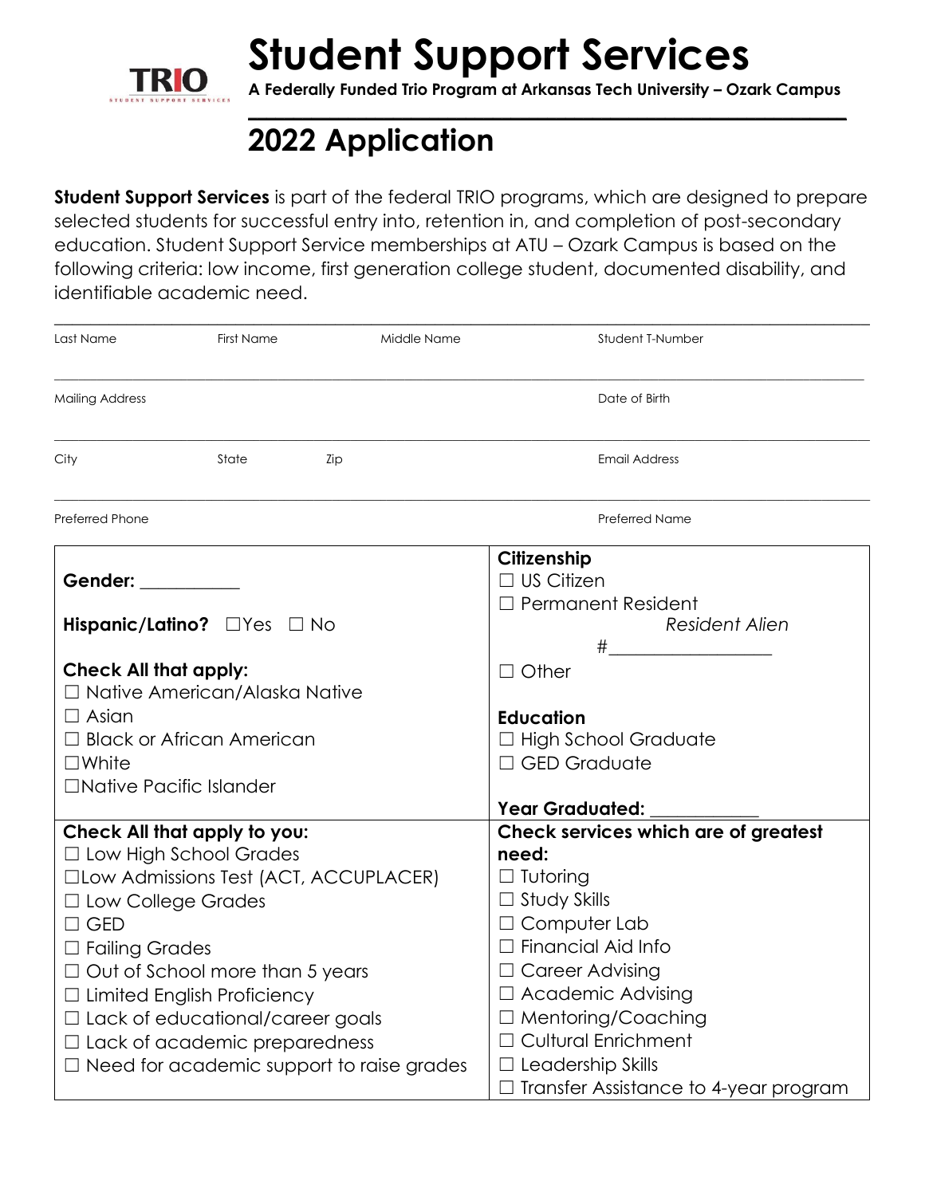TRIO
STUDENT SUPPORT SERVICES

# Student Support Services

**A Federally Funded Trio Program at Arkansas Tech University – Ozark Campus**

## 2022 Application

**Student Support Services** is part of the federal TRIO programs, which are designed to prepare selected students for successful entry into, retention in, and completion of post-secondary education. Student Support Service memberships at ATU – Ozark Campus is based on the following criteria: low income, first generation college student, documented disability, and identifiable academic need.

| | | | |
|---|---|---|---|
| Last Name | First Name | Middle Name | Student T-Number |
| Mailing Address | | | Date of Birth |
| City | State | Zip | Email Address |
| Preferred Phone | | | Preferred Name |

**Gender:** ___________

**Hispanic/Latino?** ☐Yes ☐ No

**Check All that apply:**

☐ Native American/Alaska Native
☐ Asian
☐ Black or African American
☐White
☐Native Pacific Islander

**Citizenship**

☐ US Citizen
☐ Permanent Resident
*Resident Alien* #__________________
☐ Other

**Education**

☐ High School Graduate
☐ GED Graduate

**Year Graduated:** ____________

**Check All that apply to you:**

☐ Low High School Grades
☐Low Admissions Test (ACT, ACCUPLACER)
☐ Low College Grades
☐ GED
☐ Failing Grades
☐ Out of School more than 5 years
☐ Limited English Proficiency
☐ Lack of educational/career goals
☐ Lack of academic preparedness
☐ Need for academic support to raise grades

**Check services which are of greatest need:**

☐ Tutoring
☐ Study Skills
☐ Computer Lab
☐ Financial Aid Info
☐ Career Advising
☐ Academic Advising
☐ Mentoring/Coaching
☐ Cultural Enrichment
☐ Leadership Skills
☐ Transfer Assistance to 4-year program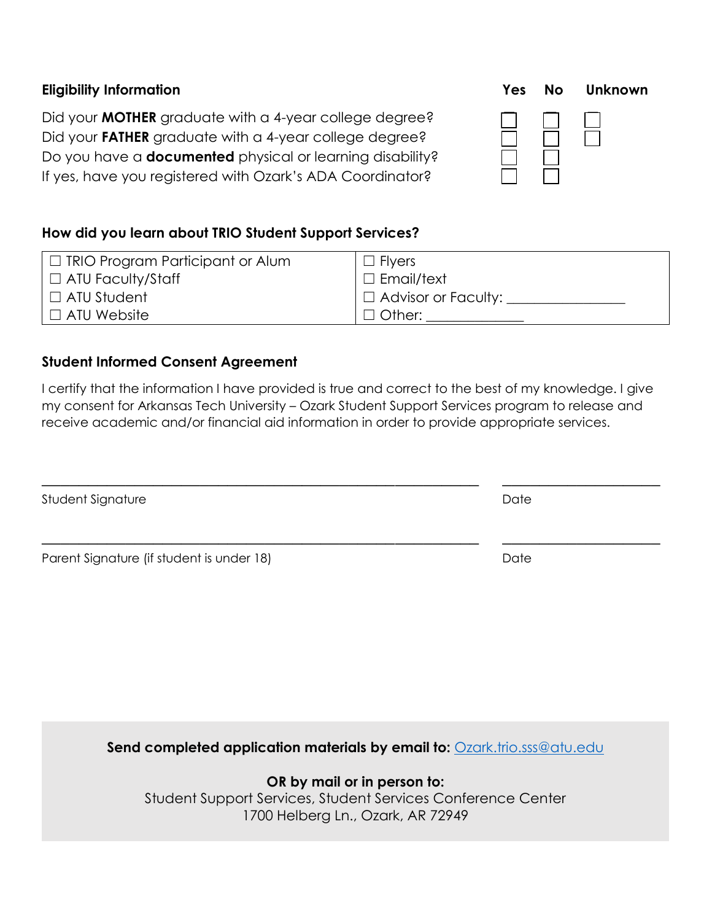### Eligibility Information

| Question | Yes | No | Unknown |
| --- | --- | --- | --- |
| Did your **MOTHER** graduate with a 4-year college degree? | ☐ | ☐ | ☐ |
| Did your **FATHER** graduate with a 4-year college degree? | ☐ | ☐ | ☐ |
| Do you have a **documented** physical or learning disability? | ☐ | ☐ | |
| If yes, have you registered with Ozark's ADA Coordinator? | ☐ | ☐ | |

### How did you learn about TRIO Student Support Services?

| | |
| --- | --- |
| ☐ TRIO Program Participant or Alum | ☐ Flyers |
| ☐ ATU Faculty/Staff | ☐ Email/text |
| ☐ ATU Student | ☐ Advisor or Faculty: ________________ |
| ☐ ATU Website | ☐ Other: ______________ |

### Student Informed Consent Agreement

I certify that the information I have provided is true and correct to the best of my knowledge. I give my consent for Arkansas Tech University – Ozark Student Support Services program to release and receive academic and/or financial aid information in order to provide appropriate services.

_______________________________________________________________ ______________________

Student Signature Date

_______________________________________________________________ ______________________

Parent Signature (if student is under 18) Date

**Send completed application materials by email to:** Ozark.trio.sss@atu.edu

**OR by mail or in person to:**
Student Support Services, Student Services Conference Center
1700 Helberg Ln., Ozark, AR 72949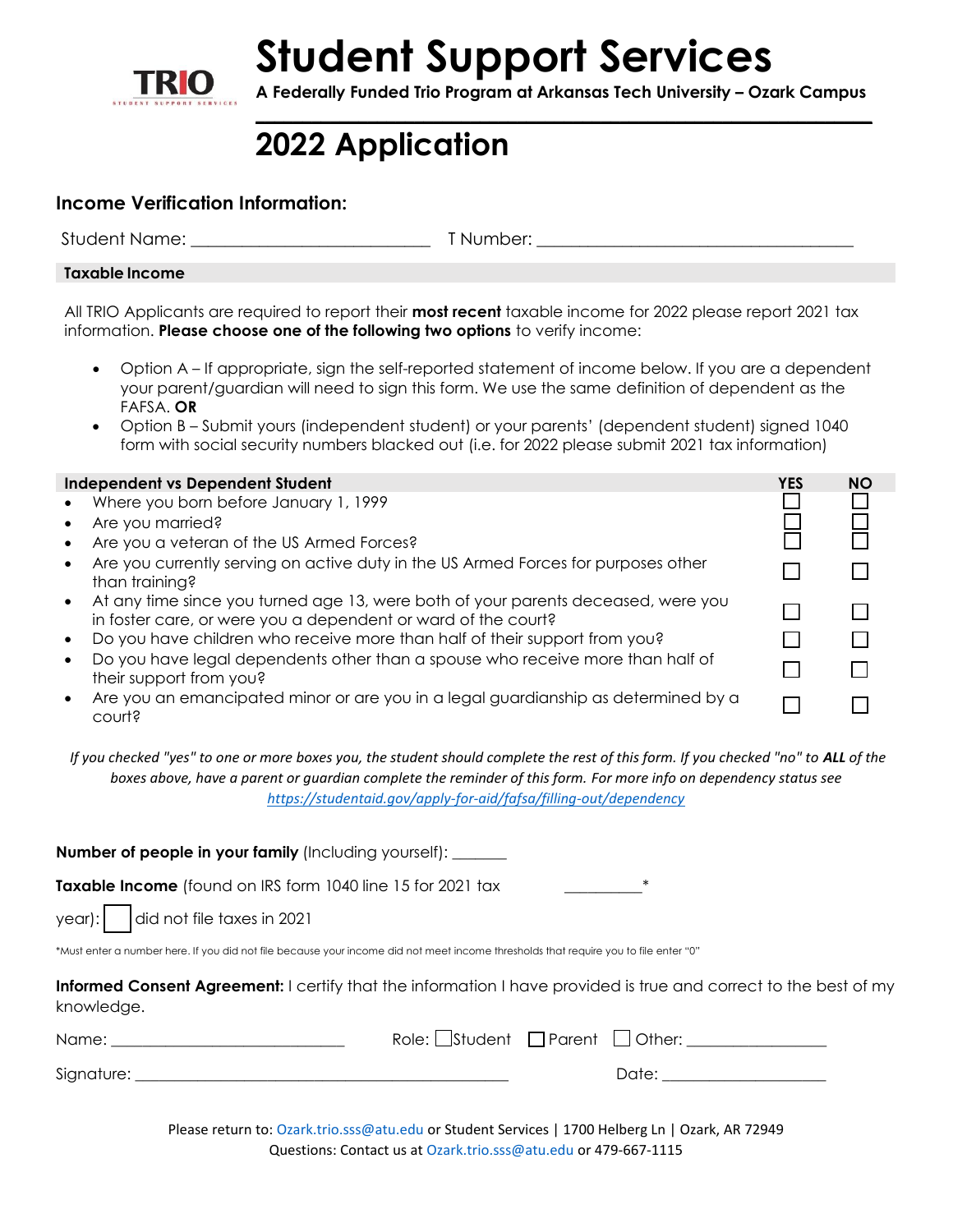# Student Support Services

**A Federally Funded Trio Program at Arkansas Tech University – Ozark Campus**

# 2022 Application

### Income Verification Information:

Student Name: ___________________________ T Number: ____________________________________

**Taxable Income**

All TRIO Applicants are required to report their **most recent** taxable income for 2022 please report 2021 tax information. **Please choose one of the following two options** to verify income:

- Option A – If appropriate, sign the self-reported statement of income below. If you are a dependent your parent/guardian will need to sign this form. We use the same definition of dependent as the FAFSA. **OR**
- Option B – Submit yours (independent student) or your parents' (dependent student) signed 1040 form with social security numbers blacked out (i.e. for 2022 please submit 2021 tax information)

| Independent vs Dependent Student | YES | NO |
|---|---|---|
| • Where you born before January 1, 1999 | ☐ | ☐ |
| • Are you married? | ☐ | ☐ |
| • Are you a veteran of the US Armed Forces? | ☐ | ☐ |
| • Are you currently serving on active duty in the US Armed Forces for purposes other than training? | ☐ | ☐ |
| • At any time since you turned age 13, were both of your parents deceased, were you in foster care, or were you a dependent or ward of the court? | ☐ | ☐ |
| • Do you have children who receive more than half of their support from you? | ☐ | ☐ |
| • Do you have legal dependents other than a spouse who receive more than half of their support from you? | ☐ | ☐ |
| • Are you an emancipated minor or are you in a legal guardianship as determined by a court? | ☐ | ☐ |

*If you checked "yes" to one or more boxes you, the student should complete the rest of this form. If you checked "no" to **ALL** of the boxes above, have a parent or guardian complete the reminder of this form. For more info on dependency status see https://studentaid.gov/apply-for-aid/fafsa/filling-out/dependency*

**Number of people in your family** (Including yourself): _______

**Taxable Income** (found on IRS form 1040 line 15 for 2021 tax year): ☐ did not file taxes in 2021 __________*

*Must enter a number here. If you did not file because your income did not meet income thresholds that require you to file enter "0"

**Informed Consent Agreement:** I certify that the information I have provided is true and correct to the best of my knowledge.

Name: _____________________________ Role: ☐ Student ☐ Parent ☐ Other: _________________

Signature: _______________________________________________ Date: ____________________

Please return to: Ozark.trio.sss@atu.edu or Student Services | 1700 Helberg Ln | Ozark, AR 72949
Questions: Contact us at Ozark.trio.sss@atu.edu or 479-667-1115